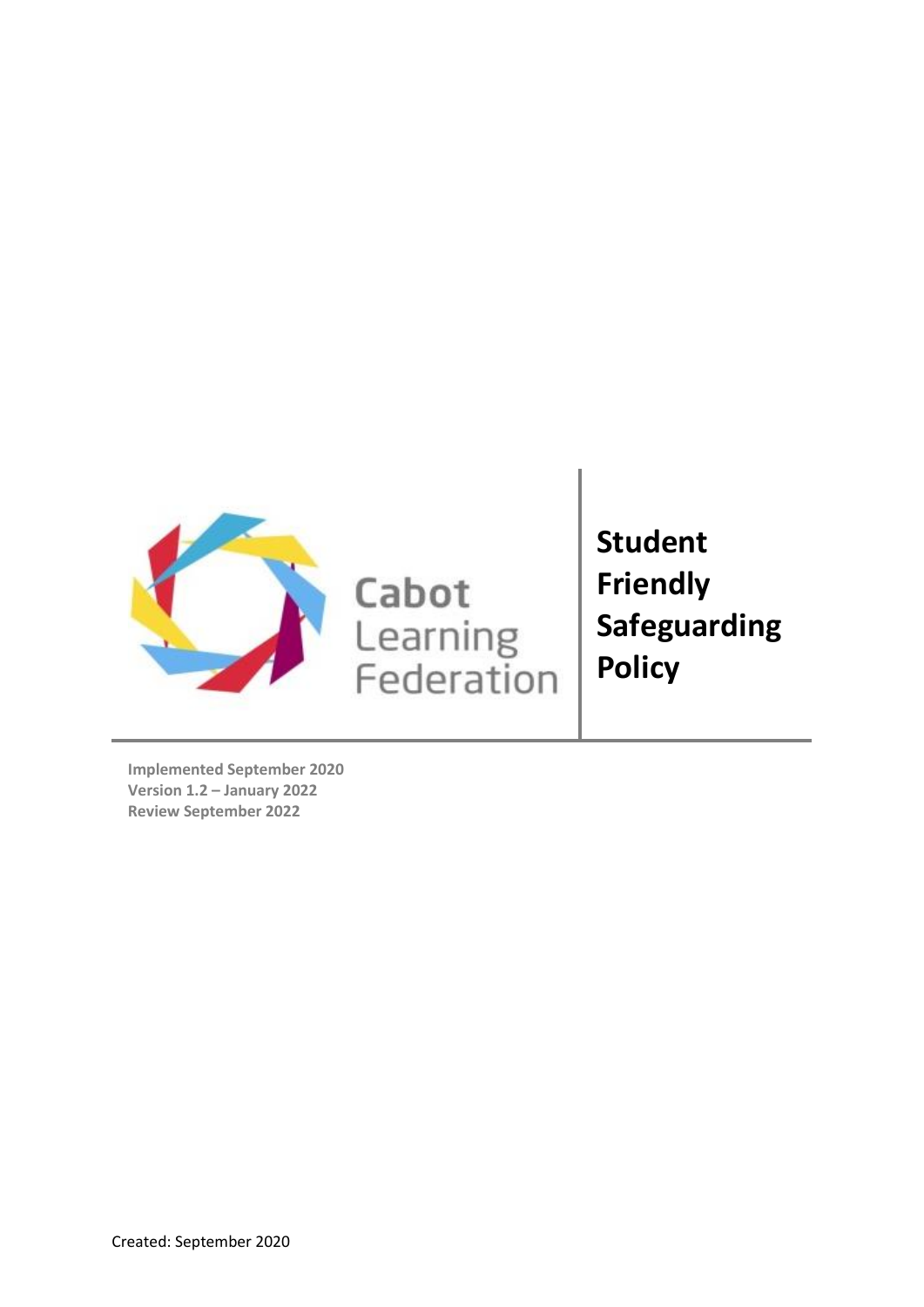Cabot Learning Federation

# Student Friendly Safeguarding Policy

**Implemented September 2020**
**Version 1.2 – January 2022**
**Review September 2022**

Created: September 2020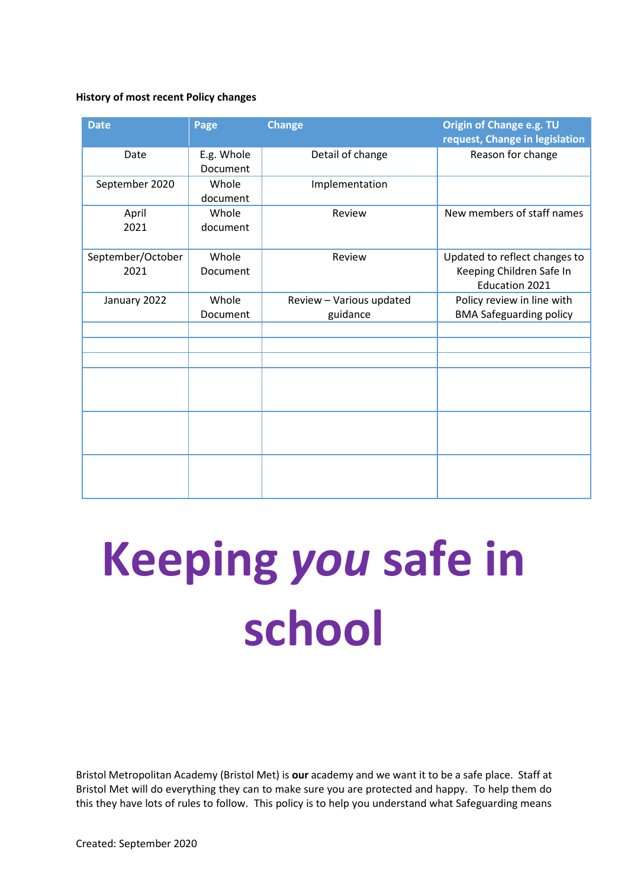**History of most recent Policy changes**

| Date | Page | Change | Origin of Change e.g. TU request, Change in legislation |
|---|---|---|---|
| Date | E.g. Whole Document | Detail of change | Reason for change |
| September 2020 | Whole document | Implementation | |
| April 2021 | Whole document | Review | New members of staff names |
| September/October 2021 | Whole Document | Review | Updated to reflect changes to Keeping Children Safe In Education 2021 |
| January 2022 | Whole Document | Review – Various updated guidance | Policy review in line with BMA Safeguarding policy |
| | | | |
| | | | |
| | | | |
| | | | |
| | | | |
| | | | |

# Keeping *you* safe in school

Bristol Metropolitan Academy (Bristol Met) is **our** academy and we want it to be a safe place. Staff at Bristol Met will do everything they can to make sure you are protected and happy. To help them do this they have lots of rules to follow. This policy is to help you understand what Safeguarding means

Created: September 2020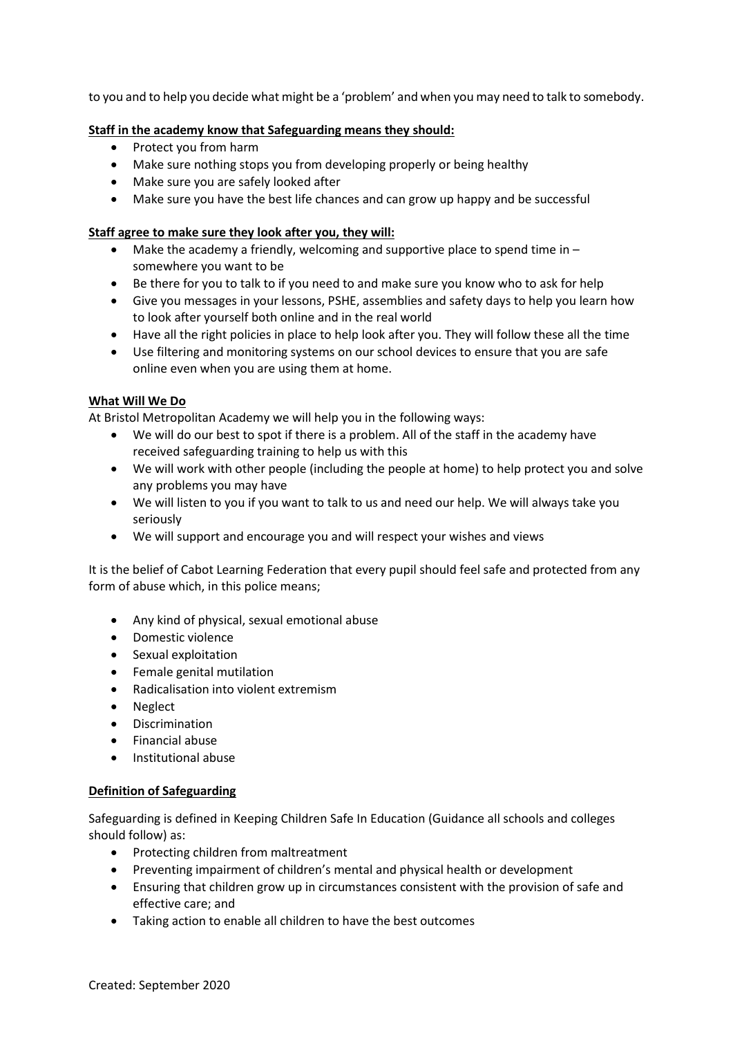to you and to help you decide what might be a 'problem' and when you may need to talk to somebody.

**Staff in the academy know that Safeguarding means they should:**

- Protect you from harm
- Make sure nothing stops you from developing properly or being healthy
- Make sure you are safely looked after
- Make sure you have the best life chances and can grow up happy and be successful

**Staff agree to make sure they look after you, they will:**

- Make the academy a friendly, welcoming and supportive place to spend time in – somewhere you want to be
- Be there for you to talk to if you need to and make sure you know who to ask for help
- Give you messages in your lessons, PSHE, assemblies and safety days to help you learn how to look after yourself both online and in the real world
- Have all the right policies in place to help look after you. They will follow these all the time
- Use filtering and monitoring systems on our school devices to ensure that you are safe online even when you are using them at home.

**What Will We Do**

At Bristol Metropolitan Academy we will help you in the following ways:

- We will do our best to spot if there is a problem. All of the staff in the academy have received safeguarding training to help us with this
- We will work with other people (including the people at home) to help protect you and solve any problems you may have
- We will listen to you if you want to talk to us and need our help. We will always take you seriously
- We will support and encourage you and will respect your wishes and views

It is the belief of Cabot Learning Federation that every pupil should feel safe and protected from any form of abuse which, in this police means;

- Any kind of physical, sexual emotional abuse
- Domestic violence
- Sexual exploitation
- Female genital mutilation
- Radicalisation into violent extremism
- Neglect
- Discrimination
- Financial abuse
- Institutional abuse

**Definition of Safeguarding**

Safeguarding is defined in Keeping Children Safe In Education (Guidance all schools and colleges should follow) as:

- Protecting children from maltreatment
- Preventing impairment of children's mental and physical health or development
- Ensuring that children grow up in circumstances consistent with the provision of safe and effective care; and
- Taking action to enable all children to have the best outcomes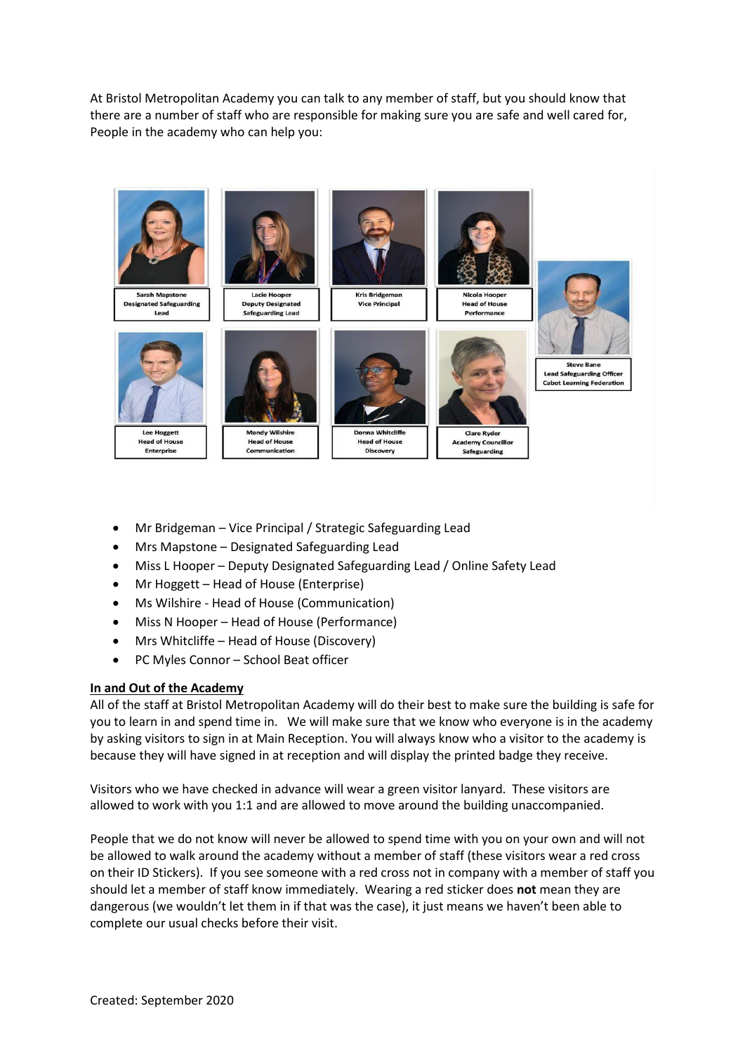At Bristol Metropolitan Academy you can talk to any member of staff, but you should know that there are a number of staff who are responsible for making sure you are safe and well cared for, People in the academy who can help you:

Sarah Mapstone
Designated Safeguarding Lead

Lacie Hooper
Deputy Designated Safeguarding Lead

Kris Bridgeman
Vice Principal

Nicola Hooper
Head of House
Performance

Steve Bane
Lead Safeguarding Officer
Cabot Learning Federation

Lee Hoggett
Head of House
Enterprise

Mandy Wilshire
Head of House
Communication

Donna Whitcliffe
Head of House
Discovery

Clare Ryder
Academy Councillor
Safeguarding

- Mr Bridgeman – Vice Principal / Strategic Safeguarding Lead
- Mrs Mapstone – Designated Safeguarding Lead
- Miss L Hooper – Deputy Designated Safeguarding Lead / Online Safety Lead
- Mr Hoggett – Head of House (Enterprise)
- Ms Wilshire - Head of House (Communication)
- Miss N Hooper – Head of House (Performance)
- Mrs Whitcliffe – Head of House (Discovery)
- PC Myles Connor – School Beat officer

**In and Out of the Academy**

All of the staff at Bristol Metropolitan Academy will do their best to make sure the building is safe for you to learn in and spend time in. We will make sure that we know who everyone is in the academy by asking visitors to sign in at Main Reception. You will always know who a visitor to the academy is because they will have signed in at reception and will display the printed badge they receive.

Visitors who we have checked in advance will wear a green visitor lanyard. These visitors are allowed to work with you 1:1 and are allowed to move around the building unaccompanied.

People that we do not know will never be allowed to spend time with you on your own and will not be allowed to walk around the academy without a member of staff (these visitors wear a red cross on their ID Stickers). If you see someone with a red cross not in company with a member of staff you should let a member of staff know immediately. Wearing a red sticker does **not** mean they are dangerous (we wouldn't let them in if that was the case), it just means we haven't been able to complete our usual checks before their visit.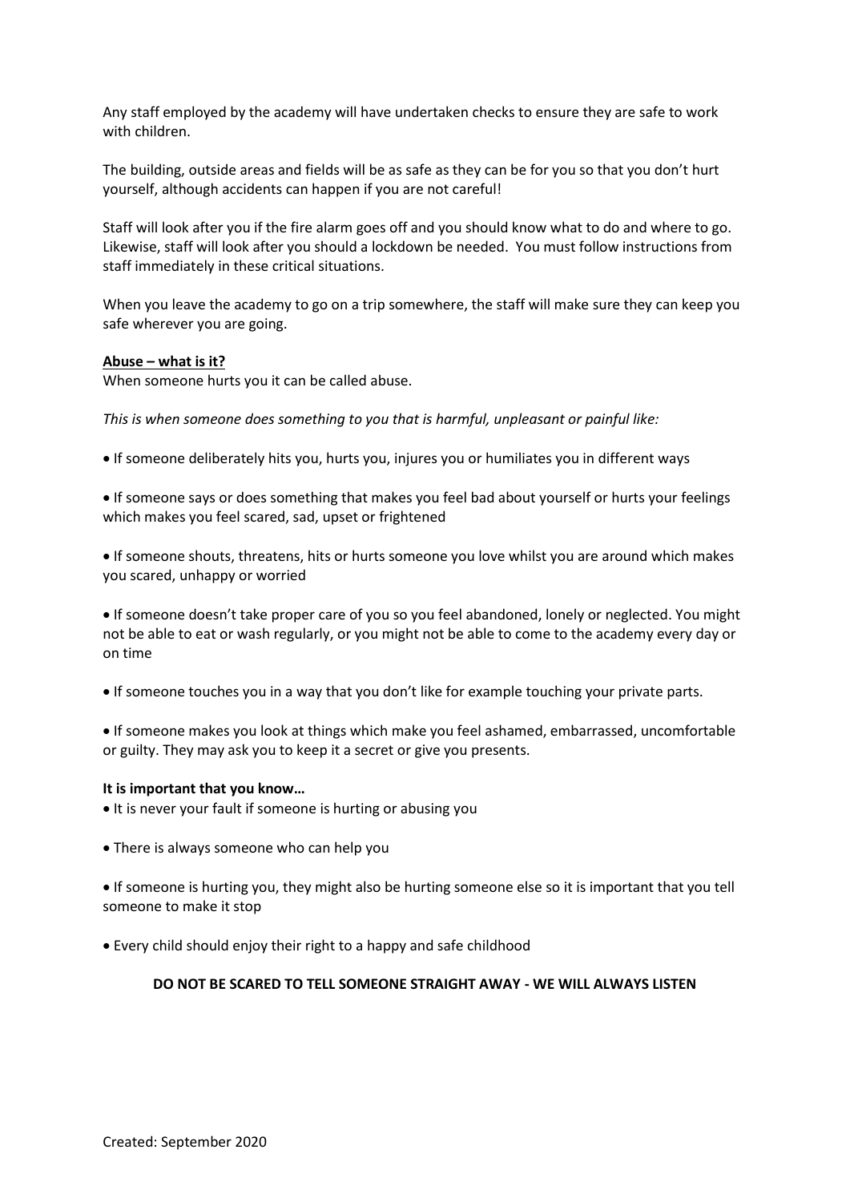Any staff employed by the academy will have undertaken checks to ensure they are safe to work with children.

The building, outside areas and fields will be as safe as they can be for you so that you don't hurt yourself, although accidents can happen if you are not careful!

Staff will look after you if the fire alarm goes off and you should know what to do and where to go. Likewise, staff will look after you should a lockdown be needed. You must follow instructions from staff immediately in these critical situations.

When you leave the academy to go on a trip somewhere, the staff will make sure they can keep you safe wherever you are going.

**Abuse – what is it?**

When someone hurts you it can be called abuse.

*This is when someone does something to you that is harmful, unpleasant or painful like:*

- If someone deliberately hits you, hurts you, injures you or humiliates you in different ways
- If someone says or does something that makes you feel bad about yourself or hurts your feelings which makes you feel scared, sad, upset or frightened
- If someone shouts, threatens, hits or hurts someone you love whilst you are around which makes you scared, unhappy or worried
- If someone doesn't take proper care of you so you feel abandoned, lonely or neglected. You might not be able to eat or wash regularly, or you might not be able to come to the academy every day or on time
- If someone touches you in a way that you don't like for example touching your private parts.
- If someone makes you look at things which make you feel ashamed, embarrassed, uncomfortable or guilty. They may ask you to keep it a secret or give you presents.

**It is important that you know…**

- It is never your fault if someone is hurting or abusing you
- There is always someone who can help you
- If someone is hurting you, they might also be hurting someone else so it is important that you tell someone to make it stop
- Every child should enjoy their right to a happy and safe childhood

**DO NOT BE SCARED TO TELL SOMEONE STRAIGHT AWAY - WE WILL ALWAYS LISTEN**

Created: September 2020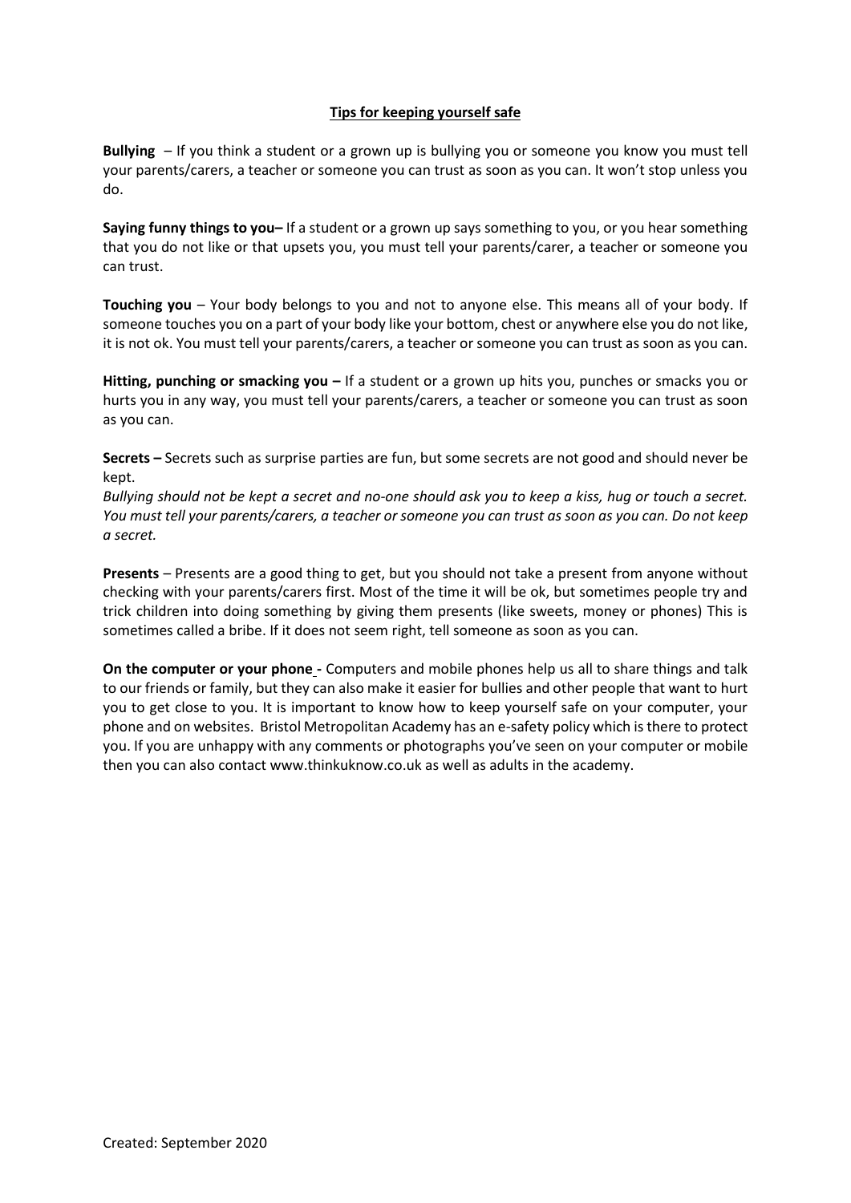## Tips for keeping yourself safe

**Bullying** – If you think a student or a grown up is bullying you or someone you know you must tell your parents/carers, a teacher or someone you can trust as soon as you can. It won't stop unless you do.

**Saying funny things to you–** If a student or a grown up says something to you, or you hear something that you do not like or that upsets you, you must tell your parents/carer, a teacher or someone you can trust.

**Touching you** – Your body belongs to you and not to anyone else. This means all of your body. If someone touches you on a part of your body like your bottom, chest or anywhere else you do not like, it is not ok. You must tell your parents/carers, a teacher or someone you can trust as soon as you can.

**Hitting, punching or smacking you –** If a student or a grown up hits you, punches or smacks you or hurts you in any way, you must tell your parents/carers, a teacher or someone you can trust as soon as you can.

**Secrets –** Secrets such as surprise parties are fun, but some secrets are not good and should never be kept.

*Bullying should not be kept a secret and no-one should ask you to keep a kiss, hug or touch a secret. You must tell your parents/carers, a teacher or someone you can trust as soon as you can. Do not keep a secret.*

**Presents** – Presents are a good thing to get, but you should not take a present from anyone without checking with your parents/carers first. Most of the time it will be ok, but sometimes people try and trick children into doing something by giving them presents (like sweets, money or phones) This is sometimes called a bribe. If it does not seem right, tell someone as soon as you can.

**On the computer or your phone -** Computers and mobile phones help us all to share things and talk to our friends or family, but they can also make it easier for bullies and other people that want to hurt you to get close to you. It is important to know how to keep yourself safe on your computer, your phone and on websites. Bristol Metropolitan Academy has an e-safety policy which is there to protect you. If you are unhappy with any comments or photographs you've seen on your computer or mobile then you can also contact www.thinkuknow.co.uk as well as adults in the academy.

Created: September 2020